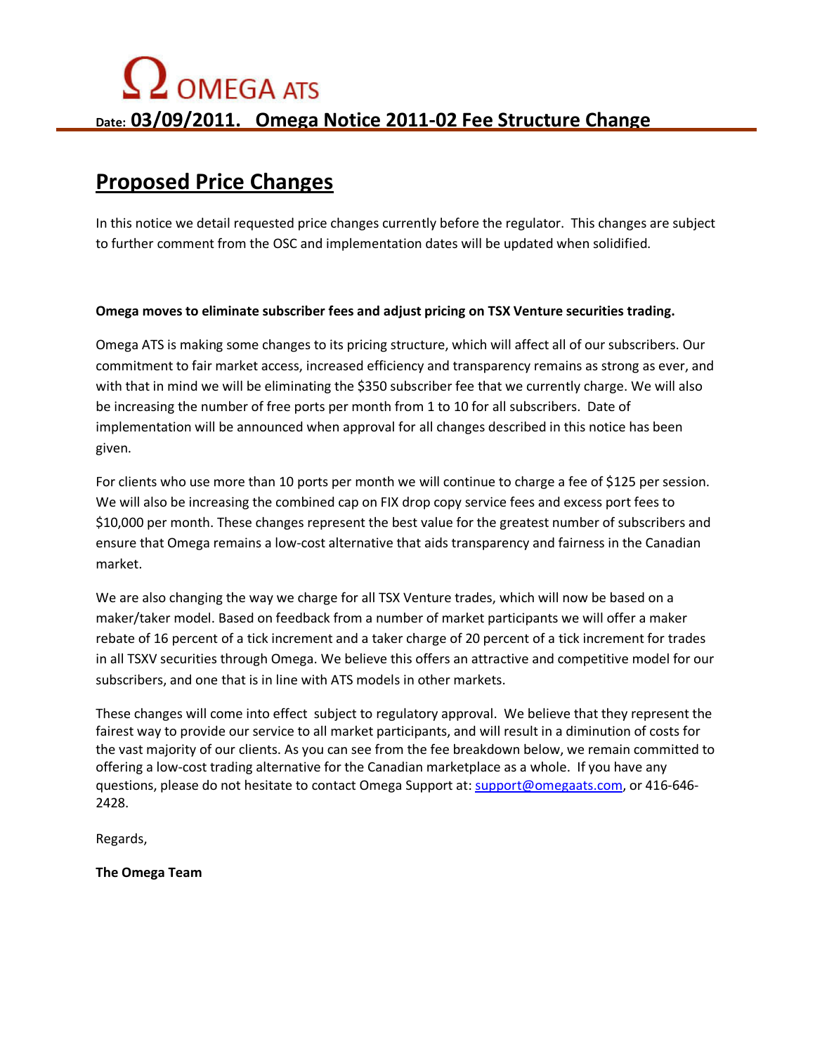# Ω OMEGA ATS

**Date: 03/09/2011. Omega Notice 2011-02 Fee Structure Change**

## Proposed Price Changes

In this notice we detail requested price changes currently before the regulator. This changes are subject to further comment from the OSC and implementation dates will be updated when solidified.

**Omega moves to eliminate subscriber fees and adjust pricing on TSX Venture securities trading.**

Omega ATS is making some changes to its pricing structure, which will affect all of our subscribers. Our commitment to fair market access, increased efficiency and transparency remains as strong as ever, and with that in mind we will be eliminating the $350 subscriber fee that we currently charge. We will also be increasing the number of free ports per month from 1 to 10 for all subscribers. Date of implementation will be announced when approval for all changes described in this notice has been given.

For clients who use more than 10 ports per month we will continue to charge a fee of $125 per session. We will also be increasing the combined cap on FIX drop copy service fees and excess port fees to $10,000 per month. These changes represent the best value for the greatest number of subscribers and ensure that Omega remains a low-cost alternative that aids transparency and fairness in the Canadian market.

We are also changing the way we charge for all TSX Venture trades, which will now be based on a maker/taker model. Based on feedback from a number of market participants we will offer a maker rebate of 16 percent of a tick increment and a taker charge of 20 percent of a tick increment for trades in all TSXV securities through Omega. We believe this offers an attractive and competitive model for our subscribers, and one that is in line with ATS models in other markets.

These changes will come into effect subject to regulatory approval. We believe that they represent the fairest way to provide our service to all market participants, and will result in a diminution of costs for the vast majority of our clients. As you can see from the fee breakdown below, we remain committed to offering a low-cost trading alternative for the Canadian marketplace as a whole. If you have any questions, please do not hesitate to contact Omega Support at: support@omegaats.com, or 416-646-2428.

Regards,

**The Omega Team**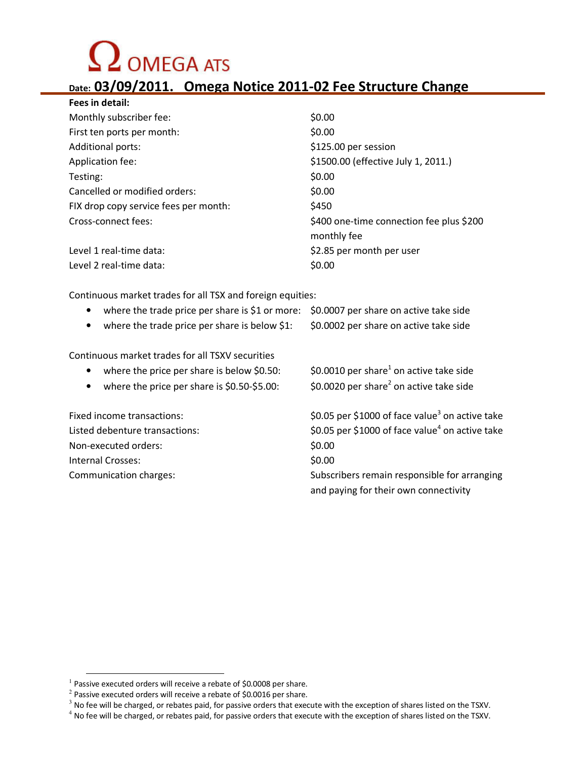# Ω OMEGA ATS

## Date: 03/09/2011. Omega Notice 2011-02 Fee Structure Change

**Fees in detail:**

| | |
|---|---|
| Monthly subscriber fee: | $0.00 |
| First ten ports per month: | $0.00 |
| Additional ports: | $125.00 per session |
| Application fee: | $1500.00 (effective July 1, 2011.) |
| Testing: | $0.00 |
| Cancelled or modified orders: | $0.00 |
| FIX drop copy service fees per month: | $450 |
| Cross-connect fees: | $400 one-time connection fee plus $200 monthly fee |
| Level 1 real-time data: | $2.85 per month per user |
| Level 2 real-time data: | $0.00 |

Continuous market trades for all TSX and foreign equities:

- where the trade price per share is $1 or more: $0.0007 per share on active take side
- where the trade price per share is below $1: $0.0002 per share on active take side

Continuous market trades for all TSXV securities

- where the price per share is below $0.50: $0.0010 per share[1] on active take side
- where the price per share is $0.50-$5.00: $0.0020 per share[2] on active take side

| | |
|---|---|
| Fixed income transactions: | $0.05 per $1000 of face value[3] on active take |
| Listed debenture transactions: | $0.05 per $1000 of face value[4] on active take |
| Non-executed orders: | $0.00 |
| Internal Crosses: | $0.00 |
| Communication charges: | Subscribers remain responsible for arranging and paying for their own connectivity |

[1] Passive executed orders will receive a rebate of $0.0008 per share.

[2] Passive executed orders will receive a rebate of $0.0016 per share.

[3] No fee will be charged, or rebates paid, for passive orders that execute with the exception of shares listed on the TSXV.

[4] No fee will be charged, or rebates paid, for passive orders that execute with the exception of shares listed on the TSXV.